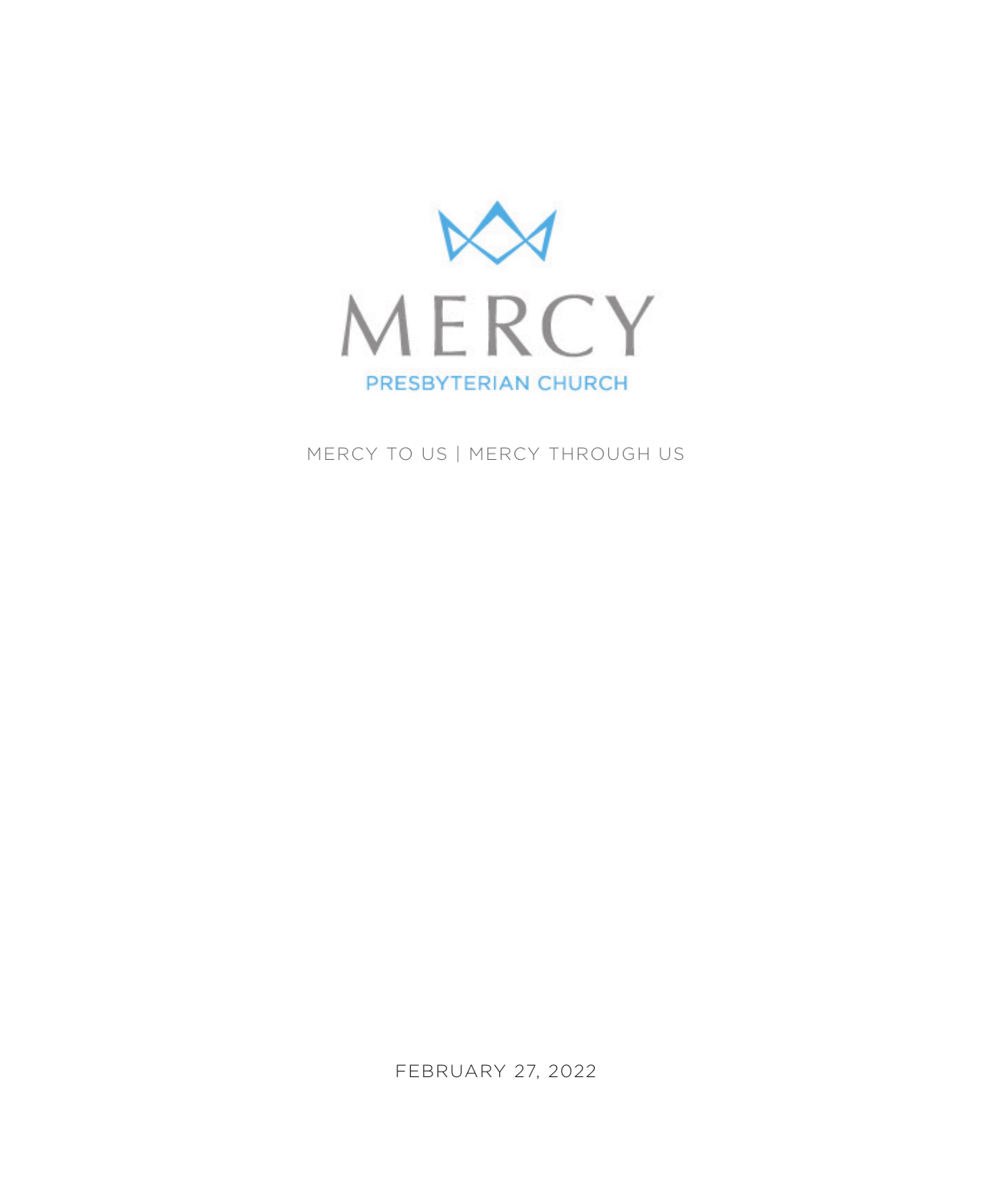# MERCY

PRESBYTERIAN CHURCH

MERCY TO US | MERCY THROUGH US

FEBRUARY 27, 2022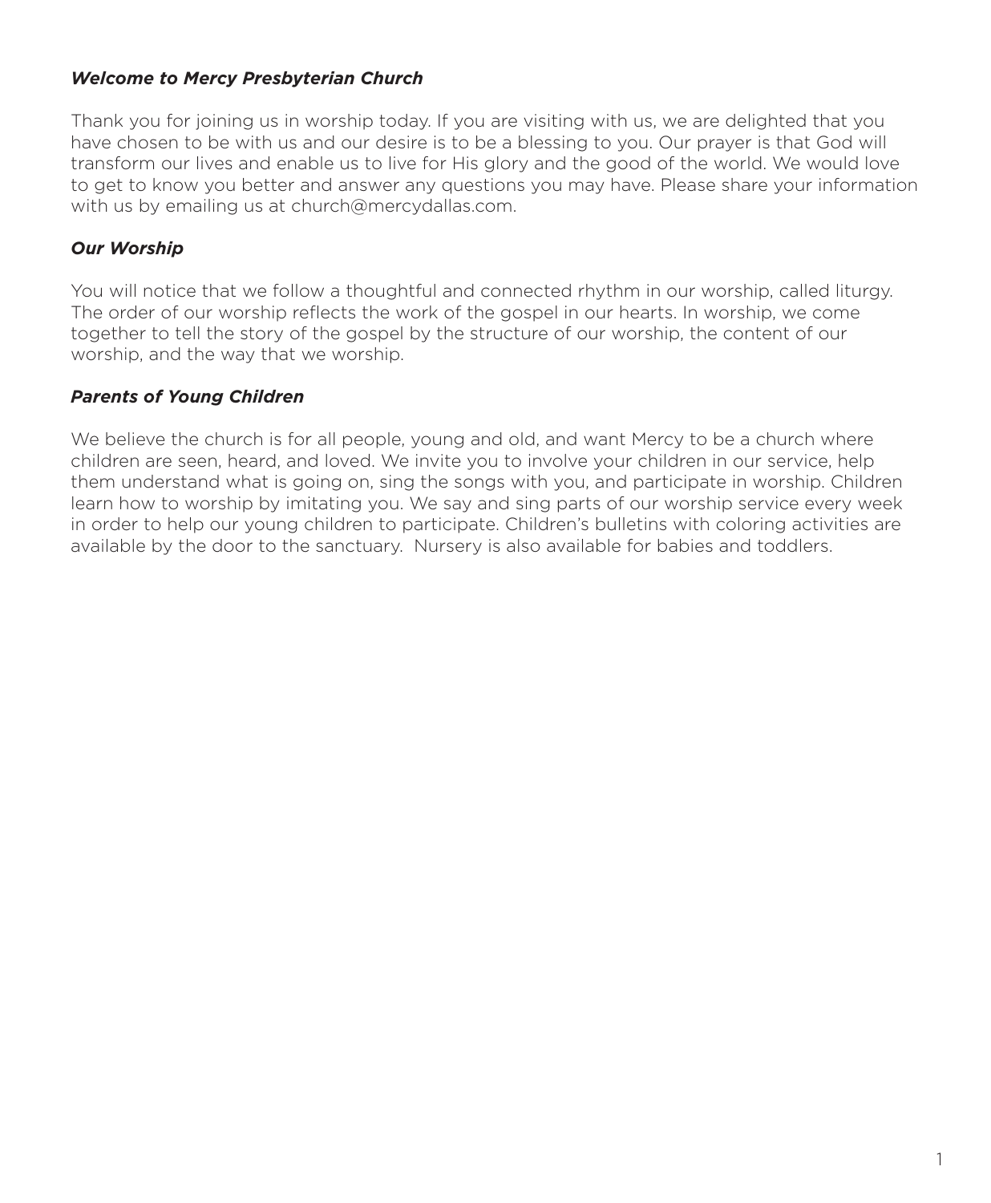***Welcome to Mercy Presbyterian Church***

Thank you for joining us in worship today. If you are visiting with us, we are delighted that you have chosen to be with us and our desire is to be a blessing to you. Our prayer is that God will transform our lives and enable us to live for His glory and the good of the world. We would love to get to know you better and answer any questions you may have. Please share your information with us by emailing us at church@mercydallas.com.

***Our Worship***

You will notice that we follow a thoughtful and connected rhythm in our worship, called liturgy. The order of our worship reflects the work of the gospel in our hearts. In worship, we come together to tell the story of the gospel by the structure of our worship, the content of our worship, and the way that we worship.

***Parents of Young Children***

We believe the church is for all people, young and old, and want Mercy to be a church where children are seen, heard, and loved. We invite you to involve your children in our service, help them understand what is going on, sing the songs with you, and participate in worship. Children learn how to worship by imitating you. We say and sing parts of our worship service every week in order to help our young children to participate. Children's bulletins with coloring activities are available by the door to the sanctuary. Nursery is also available for babies and toddlers.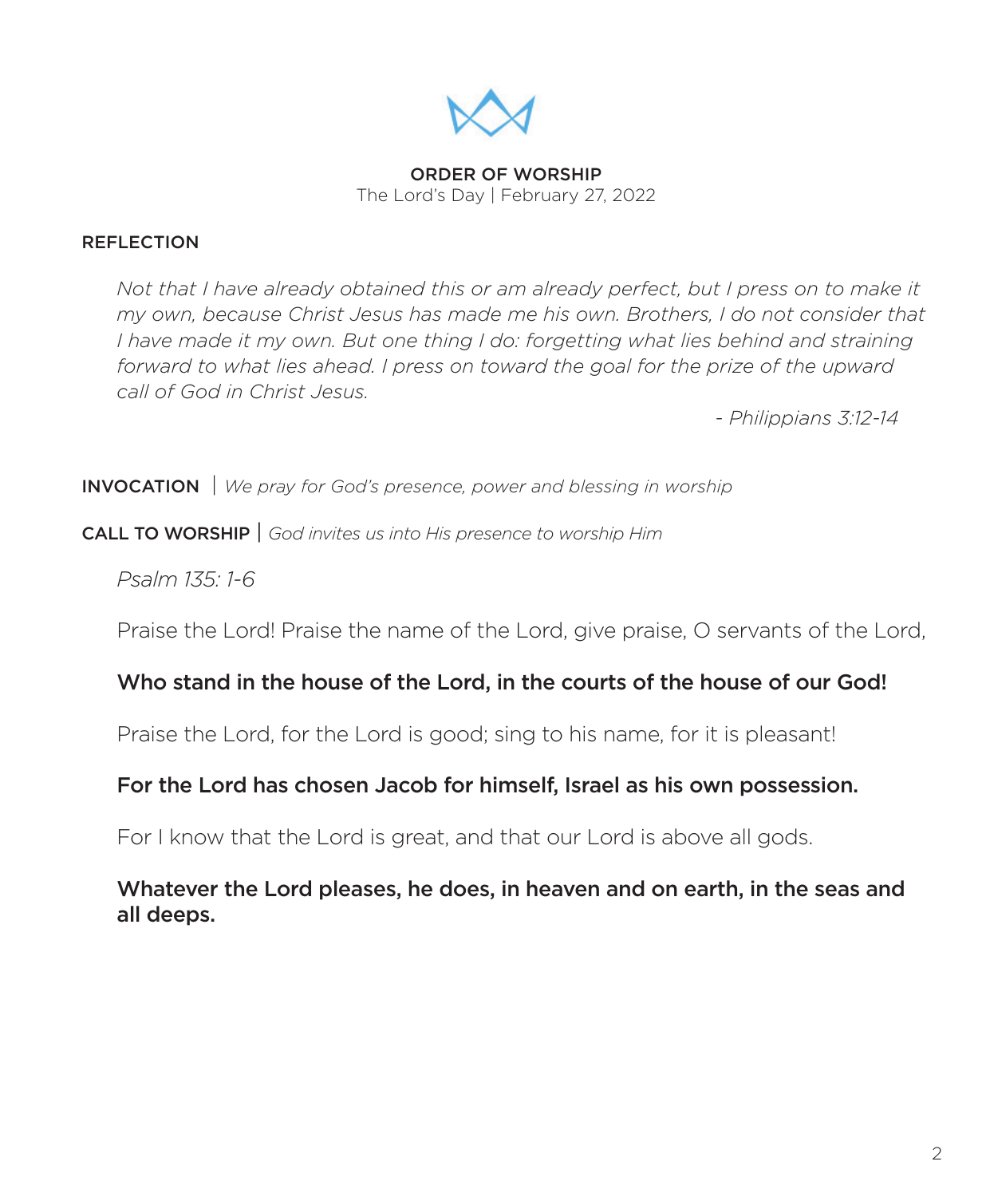## ORDER OF WORSHIP

The Lord's Day | February 27, 2022

### REFLECTION

*Not that I have already obtained this or am already perfect, but I press on to make it my own, because Christ Jesus has made me his own. Brothers, I do not consider that I have made it my own. But one thing I do: forgetting what lies behind and straining forward to what lies ahead. I press on toward the goal for the prize of the upward call of God in Christ Jesus.*

*- Philippians 3:12-14*

**INVOCATION** | *We pray for God's presence, power and blessing in worship*

**CALL TO WORSHIP** | *God invites us into His presence to worship Him*

*Psalm 135: 1-6*

Praise the Lord! Praise the name of the Lord, give praise, O servants of the Lord,

**Who stand in the house of the Lord, in the courts of the house of our God!**

Praise the Lord, for the Lord is good; sing to his name, for it is pleasant!

**For the Lord has chosen Jacob for himself, Israel as his own possession.**

For I know that the Lord is great, and that our Lord is above all gods.

**Whatever the Lord pleases, he does, in heaven and on earth, in the seas and all deeps.**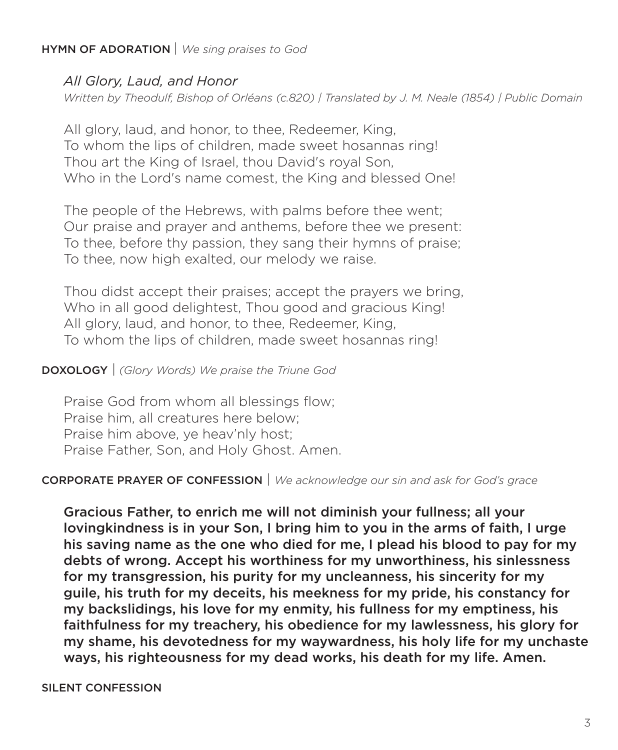**HYMN OF ADORATION** | *We sing praises to God*

*All Glory, Laud, and Honor*

*Written by Theodulf, Bishop of Orléans (c.820) | Translated by J. M. Neale (1854) | Public Domain*

All glory, laud, and honor, to thee, Redeemer, King,
To whom the lips of children, made sweet hosannas ring!
Thou art the King of Israel, thou David's royal Son,
Who in the Lord's name comest, the King and blessed One!

The people of the Hebrews, with palms before thee went;
Our praise and prayer and anthems, before thee we present:
To thee, before thy passion, they sang their hymns of praise;
To thee, now high exalted, our melody we raise.

Thou didst accept their praises; accept the prayers we bring,
Who in all good delightest, Thou good and gracious King!
All glory, laud, and honor, to thee, Redeemer, King,
To whom the lips of children, made sweet hosannas ring!

**DOXOLOGY** | *(Glory Words) We praise the Triune God*

Praise God from whom all blessings flow;
Praise him, all creatures here below;
Praise him above, ye heav'nly host;
Praise Father, Son, and Holy Ghost. Amen.

**CORPORATE PRAYER OF CONFESSION** | *We acknowledge our sin and ask for God's grace*

**Gracious Father, to enrich me will not diminish your fullness; all your lovingkindness is in your Son, I bring him to you in the arms of faith, I urge his saving name as the one who died for me, I plead his blood to pay for my debts of wrong. Accept his worthiness for my unworthiness, his sinlessness for my transgression, his purity for my uncleanness, his sincerity for my guile, his truth for my deceits, his meekness for my pride, his constancy for my backslidings, his love for my enmity, his fullness for my emptiness, his faithfulness for my treachery, his obedience for my lawlessness, his glory for my shame, his devotedness for my waywardness, his holy life for my unchaste ways, his righteousness for my dead works, his death for my life. Amen.**

**SILENT CONFESSION**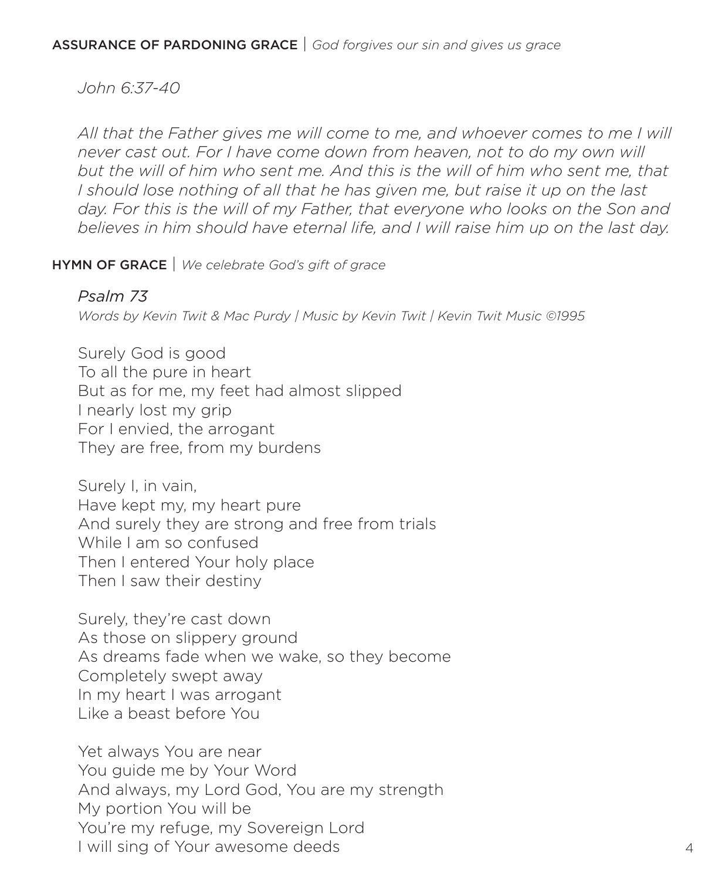**ASSURANCE OF PARDONING GRACE** | *God forgives our sin and gives us grace*

*John 6:37-40*

*All that the Father gives me will come to me, and whoever comes to me I will never cast out. For I have come down from heaven, not to do my own will but the will of him who sent me. And this is the will of him who sent me, that I should lose nothing of all that he has given me, but raise it up on the last day. For this is the will of my Father, that everyone who looks on the Son and believes in him should have eternal life, and I will raise him up on the last day.*

**HYMN OF GRACE** | *We celebrate God's gift of grace*

*Psalm 73*

*Words by Kevin Twit & Mac Purdy | Music by Kevin Twit | Kevin Twit Music ©1995*

Surely God is good  
To all the pure in heart  
But as for me, my feet had almost slipped  
I nearly lost my grip  
For I envied, the arrogant  
They are free, from my burdens

Surely I, in vain,  
Have kept my, my heart pure  
And surely they are strong and free from trials  
While I am so confused  
Then I entered Your holy place  
Then I saw their destiny

Surely, they're cast down  
As those on slippery ground  
As dreams fade when we wake, so they become  
Completely swept away  
In my heart I was arrogant  
Like a beast before You

Yet always You are near  
You guide me by Your Word  
And always, my Lord God, You are my strength  
My portion You will be  
You're my refuge, my Sovereign Lord  
I will sing of Your awesome deeds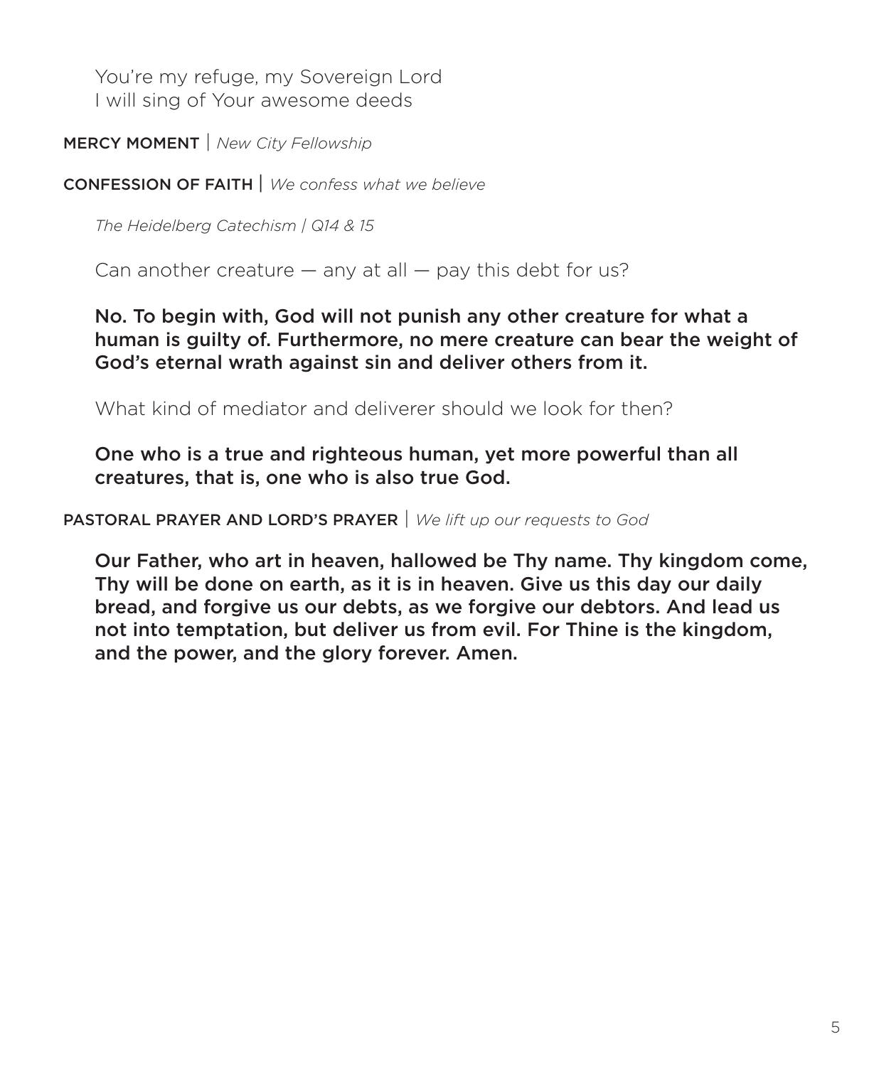You're my refuge, my Sovereign Lord
I will sing of Your awesome deeds

MERCY MOMENT | *New City Fellowship*

CONFESSION OF FAITH | *We confess what we believe*

*The Heidelberg Catechism | Q14 & 15*

Can another creature — any at all — pay this debt for us?

**No. To begin with, God will not punish any other creature for what a human is guilty of. Furthermore, no mere creature can bear the weight of God's eternal wrath against sin and deliver others from it.**

What kind of mediator and deliverer should we look for then?

**One who is a true and righteous human, yet more powerful than all creatures, that is, one who is also true God.**

PASTORAL PRAYER AND LORD'S PRAYER | *We lift up our requests to God*

**Our Father, who art in heaven, hallowed be Thy name. Thy kingdom come, Thy will be done on earth, as it is in heaven. Give us this day our daily bread, and forgive us our debts, as we forgive our debtors. And lead us not into temptation, but deliver us from evil. For Thine is the kingdom, and the power, and the glory forever. Amen.**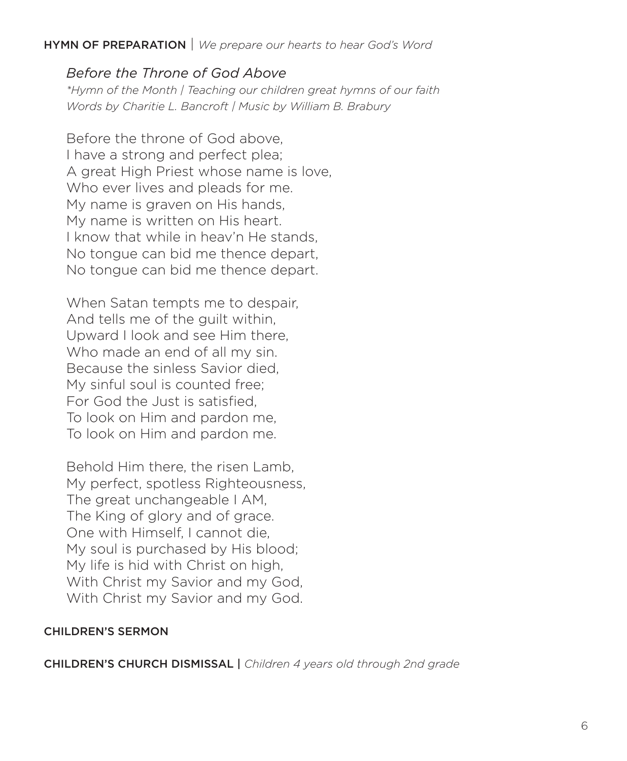**HYMN OF PREPARATION** | *We prepare our hearts to hear God's Word*

*Before the Throne of God Above*

*\*Hymn of the Month | Teaching our children great hymns of our faith*
*Words by Charitie L. Bancroft | Music by William B. Brabury*

Before the throne of God above,
I have a strong and perfect plea;
A great High Priest whose name is love,
Who ever lives and pleads for me.
My name is graven on His hands,
My name is written on His heart.
I know that while in heav'n He stands,
No tongue can bid me thence depart,
No tongue can bid me thence depart.

When Satan tempts me to despair,
And tells me of the guilt within,
Upward I look and see Him there,
Who made an end of all my sin.
Because the sinless Savior died,
My sinful soul is counted free;
For God the Just is satisfied,
To look on Him and pardon me,
To look on Him and pardon me.

Behold Him there, the risen Lamb,
My perfect, spotless Righteousness,
The great unchangeable I AM,
The King of glory and of grace.
One with Himself, I cannot die,
My soul is purchased by His blood;
My life is hid with Christ on high,
With Christ my Savior and my God,
With Christ my Savior and my God.

**CHILDREN'S SERMON**

**CHILDREN'S CHURCH DISMISSAL** | *Children 4 years old through 2nd grade*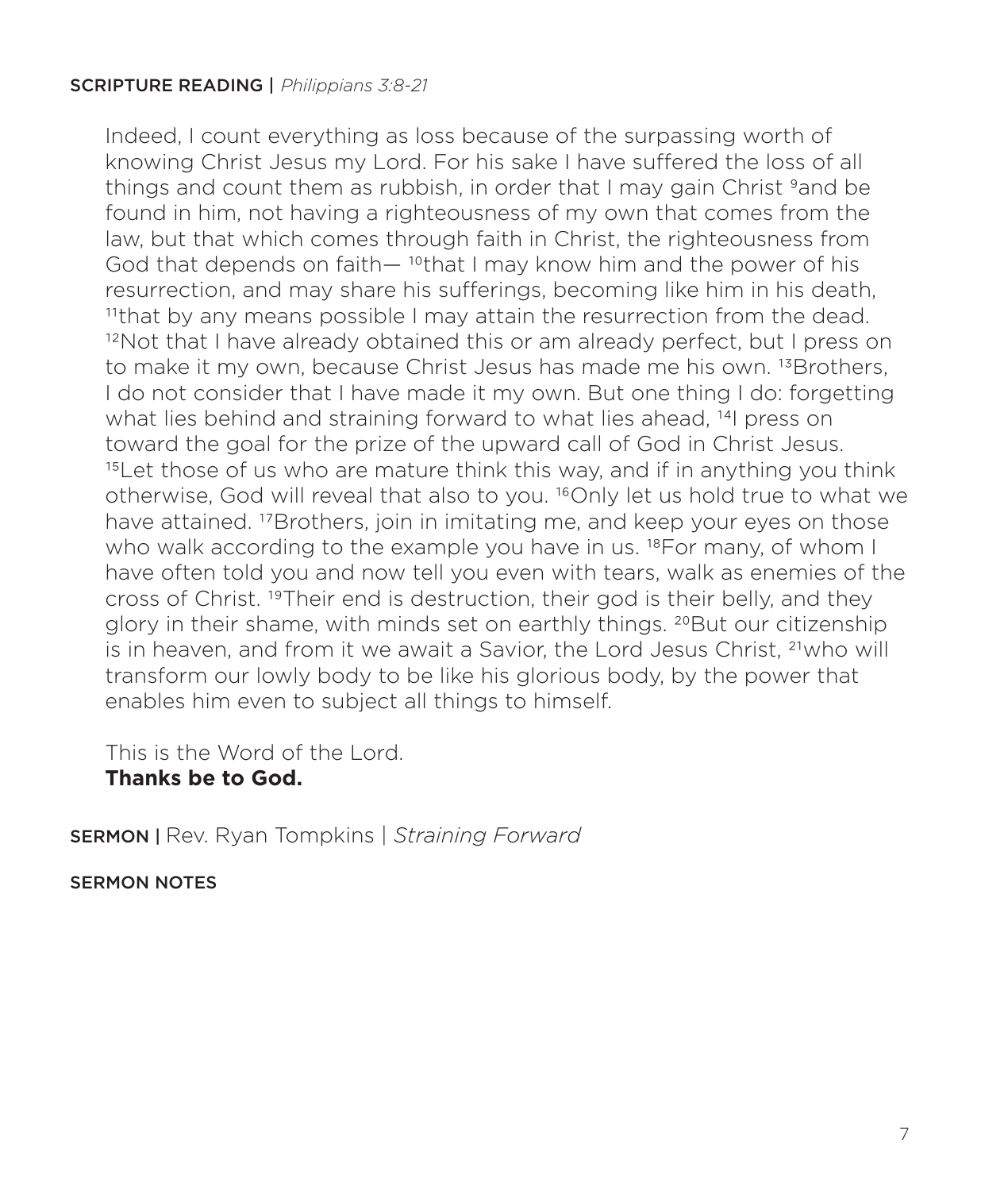**SCRIPTURE READING |** *Philippians 3:8-21*

Indeed, I count everything as loss because of the surpassing worth of knowing Christ Jesus my Lord. For his sake I have suffered the loss of all things and count them as rubbish, in order that I may gain Christ [9]and be found in him, not having a righteousness of my own that comes from the law, but that which comes through faith in Christ, the righteousness from God that depends on faith— [10]that I may know him and the power of his resurrection, and may share his sufferings, becoming like him in his death, [11]that by any means possible I may attain the resurrection from the dead. [12]Not that I have already obtained this or am already perfect, but I press on to make it my own, because Christ Jesus has made me his own. [13]Brothers, I do not consider that I have made it my own. But one thing I do: forgetting what lies behind and straining forward to what lies ahead, [14]I press on toward the goal for the prize of the upward call of God in Christ Jesus. [15]Let those of us who are mature think this way, and if in anything you think otherwise, God will reveal that also to you. [16]Only let us hold true to what we have attained. [17]Brothers, join in imitating me, and keep your eyes on those who walk according to the example you have in us. [18]For many, of whom I have often told you and now tell you even with tears, walk as enemies of the cross of Christ. [19]Their end is destruction, their god is their belly, and they glory in their shame, with minds set on earthly things. [20]But our citizenship is in heaven, and from it we await a Savior, the Lord Jesus Christ, [21]who will transform our lowly body to be like his glorious body, by the power that enables him even to subject all things to himself.

This is the Word of the Lord.
**Thanks be to God.**

**SERMON |** Rev. Ryan Tompkins | *Straining Forward*

**SERMON NOTES**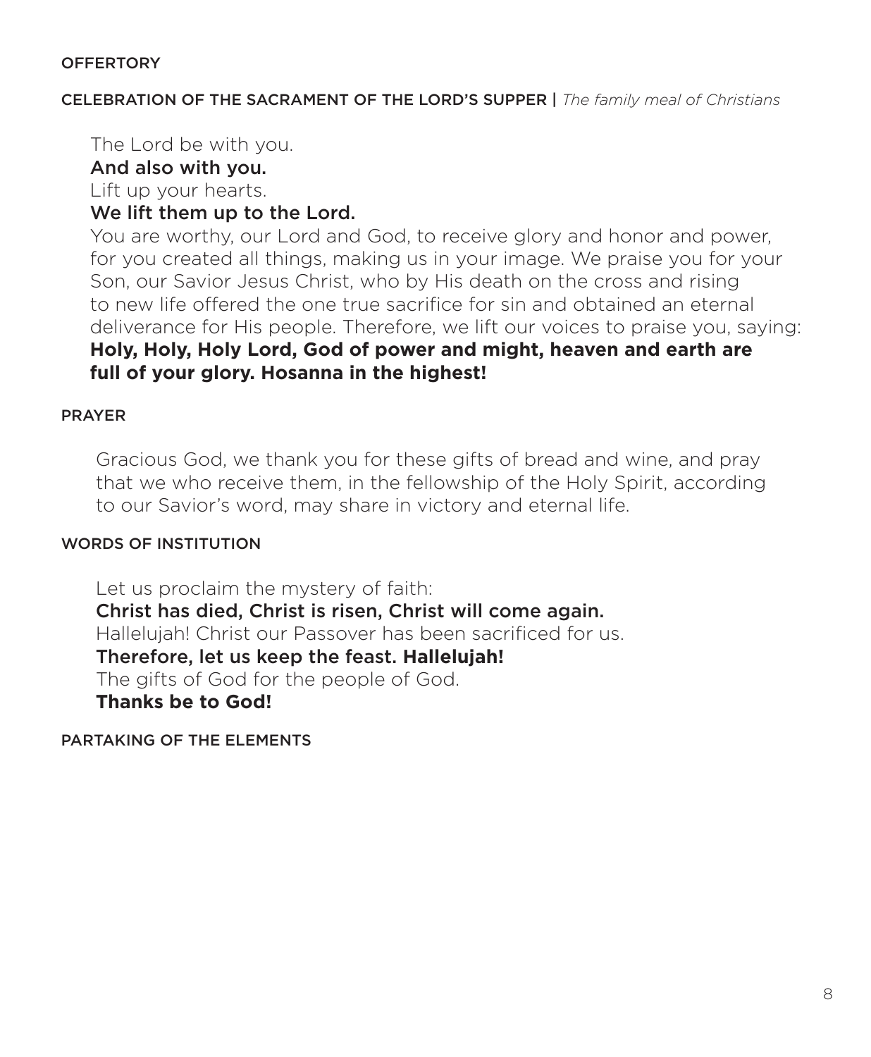## OFFERTORY

## CELEBRATION OF THE SACRAMENT OF THE LORD'S SUPPER | *The family meal of Christians*

The Lord be with you.
**And also with you.**
Lift up your hearts.
**We lift them up to the Lord.**
You are worthy, our Lord and God, to receive glory and honor and power, for you created all things, making us in your image. We praise you for your Son, our Savior Jesus Christ, who by His death on the cross and rising to new life offered the one true sacrifice for sin and obtained an eternal deliverance for His people. Therefore, we lift our voices to praise you, saying:
**Holy, Holy, Holy Lord, God of power and might, heaven and earth are full of your glory. Hosanna in the highest!**

## PRAYER

Gracious God, we thank you for these gifts of bread and wine, and pray that we who receive them, in the fellowship of the Holy Spirit, according to our Savior's word, may share in victory and eternal life.

## WORDS OF INSTITUTION

Let us proclaim the mystery of faith:
**Christ has died, Christ is risen, Christ will come again.**
Hallelujah! Christ our Passover has been sacrificed for us.
**Therefore, let us keep the feast. Hallelujah!**
The gifts of God for the people of God.
**Thanks be to God!**

## PARTAKING OF THE ELEMENTS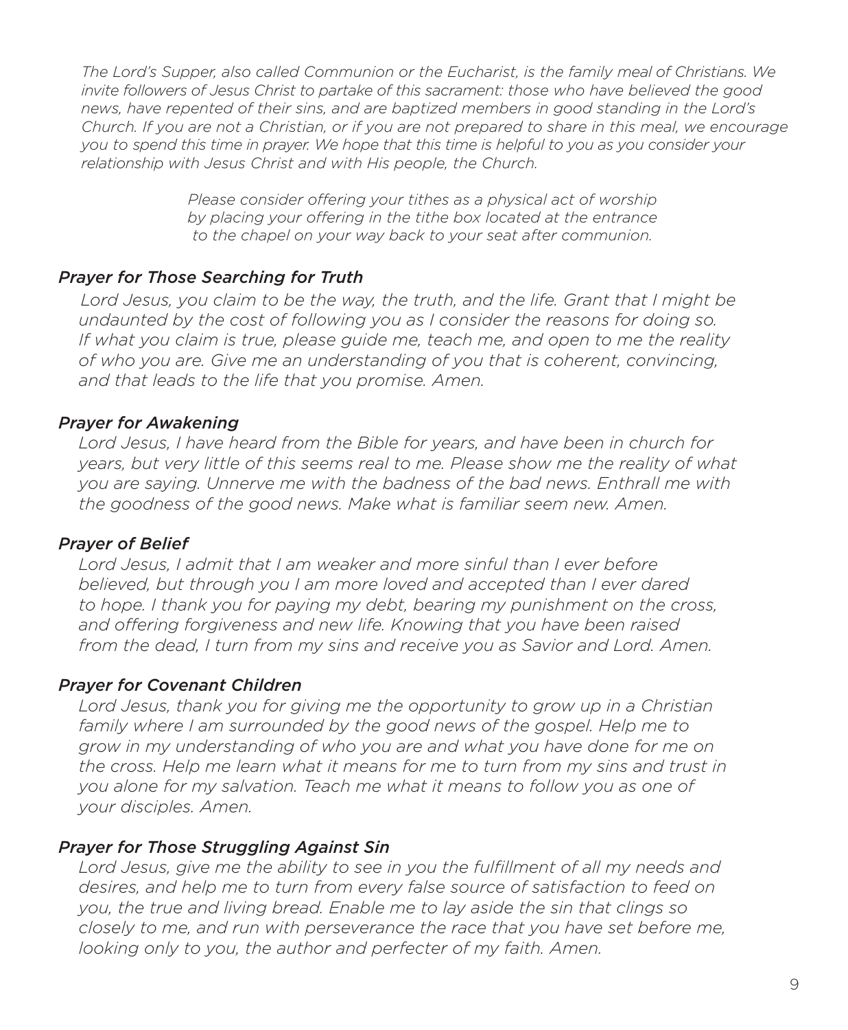*The Lord's Supper, also called Communion or the Eucharist, is the family meal of Christians. We invite followers of Jesus Christ to partake of this sacrament: those who have believed the good news, have repented of their sins, and are baptized members in good standing in the Lord's Church. If you are not a Christian, or if you are not prepared to share in this meal, we encourage you to spend this time in prayer. We hope that this time is helpful to you as you consider your relationship with Jesus Christ and with His people, the Church.*

*Please consider offering your tithes as a physical act of worship by placing your offering in the tithe box located at the entrance to the chapel on your way back to your seat after communion.*

### *Prayer for Those Searching for Truth*

*Lord Jesus, you claim to be the way, the truth, and the life. Grant that I might be undaunted by the cost of following you as I consider the reasons for doing so. If what you claim is true, please guide me, teach me, and open to me the reality of who you are. Give me an understanding of you that is coherent, convincing, and that leads to the life that you promise. Amen.*

### *Prayer for Awakening*

*Lord Jesus, I have heard from the Bible for years, and have been in church for years, but very little of this seems real to me. Please show me the reality of what you are saying. Unnerve me with the badness of the bad news. Enthrall me with the goodness of the good news. Make what is familiar seem new. Amen.*

### *Prayer of Belief*

*Lord Jesus, I admit that I am weaker and more sinful than I ever before believed, but through you I am more loved and accepted than I ever dared to hope. I thank you for paying my debt, bearing my punishment on the cross, and offering forgiveness and new life. Knowing that you have been raised from the dead, I turn from my sins and receive you as Savior and Lord. Amen.*

### *Prayer for Covenant Children*

*Lord Jesus, thank you for giving me the opportunity to grow up in a Christian family where I am surrounded by the good news of the gospel. Help me to grow in my understanding of who you are and what you have done for me on the cross. Help me learn what it means for me to turn from my sins and trust in you alone for my salvation. Teach me what it means to follow you as one of your disciples. Amen.*

### *Prayer for Those Struggling Against Sin*

*Lord Jesus, give me the ability to see in you the fulfillment of all my needs and desires, and help me to turn from every false source of satisfaction to feed on you, the true and living bread. Enable me to lay aside the sin that clings so closely to me, and run with perseverance the race that you have set before me, looking only to you, the author and perfecter of my faith. Amen.*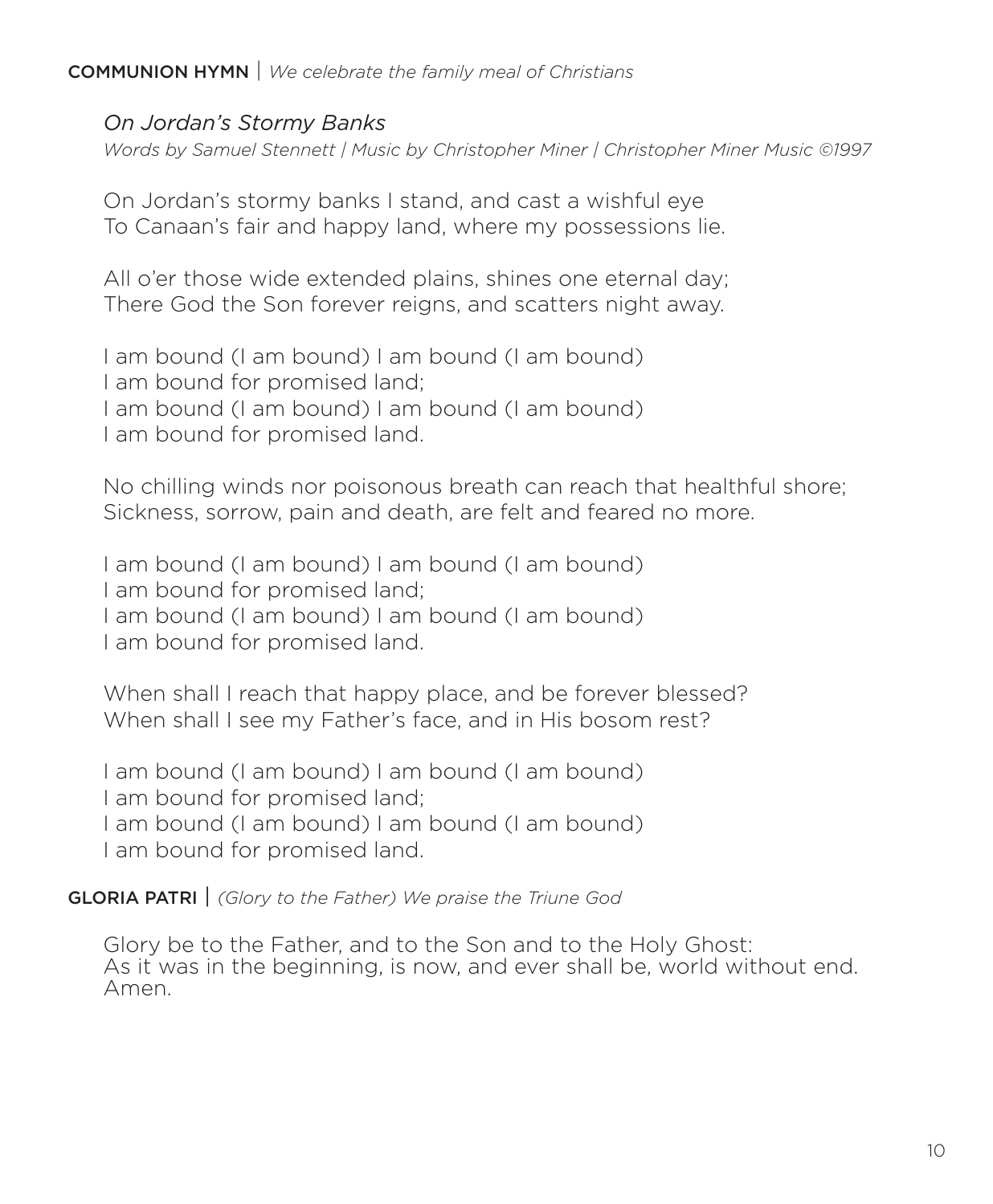**COMMUNION HYMN** | *We celebrate the family meal of Christians*

*On Jordan's Stormy Banks*

*Words by Samuel Stennett | Music by Christopher Miner | Christopher Miner Music ©1997*

On Jordan's stormy banks I stand, and cast a wishful eye
To Canaan's fair and happy land, where my possessions lie.

All o'er those wide extended plains, shines one eternal day;
There God the Son forever reigns, and scatters night away.

I am bound (I am bound) I am bound (I am bound)
I am bound for promised land;
I am bound (I am bound) I am bound (I am bound)
I am bound for promised land.

No chilling winds nor poisonous breath can reach that healthful shore;
Sickness, sorrow, pain and death, are felt and feared no more.

I am bound (I am bound) I am bound (I am bound)
I am bound for promised land;
I am bound (I am bound) I am bound (I am bound)
I am bound for promised land.

When shall I reach that happy place, and be forever blessed?
When shall I see my Father's face, and in His bosom rest?

I am bound (I am bound) I am bound (I am bound)
I am bound for promised land;
I am bound (I am bound) I am bound (I am bound)
I am bound for promised land.

**GLORIA PATRI** | *(Glory to the Father) We praise the Triune God*

Glory be to the Father, and to the Son and to the Holy Ghost:
As it was in the beginning, is now, and ever shall be, world without end.
Amen.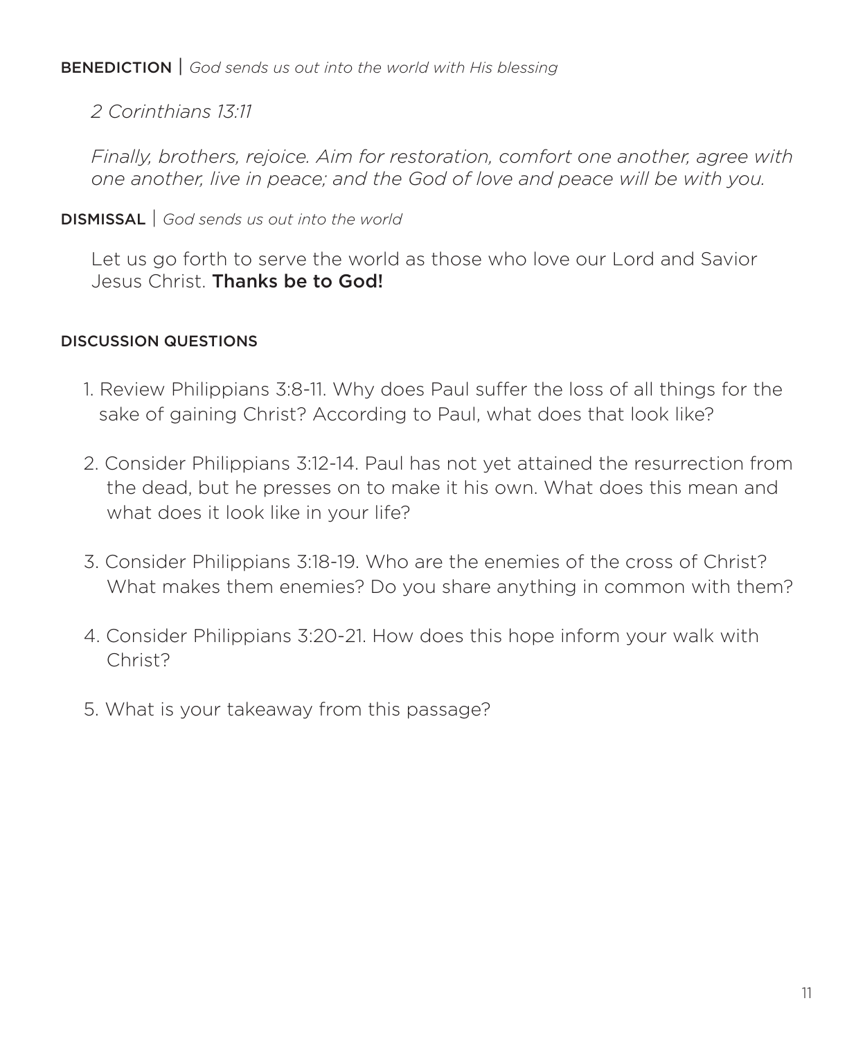**BENEDICTION** | *God sends us out into the world with His blessing*

*2 Corinthians 13:11*

*Finally, brothers, rejoice. Aim for restoration, comfort one another, agree with one another, live in peace; and the God of love and peace will be with you.*

**DISMISSAL** | *God sends us out into the world*

Let us go forth to serve the world as those who love our Lord and Savior Jesus Christ. **Thanks be to God!**

**DISCUSSION QUESTIONS**

1. Review Philippians 3:8-11. Why does Paul suffer the loss of all things for the sake of gaining Christ? According to Paul, what does that look like?

2. Consider Philippians 3:12-14. Paul has not yet attained the resurrection from the dead, but he presses on to make it his own. What does this mean and what does it look like in your life?

3. Consider Philippians 3:18-19. Who are the enemies of the cross of Christ? What makes them enemies? Do you share anything in common with them?

4. Consider Philippians 3:20-21. How does this hope inform your walk with Christ?

5. What is your takeaway from this passage?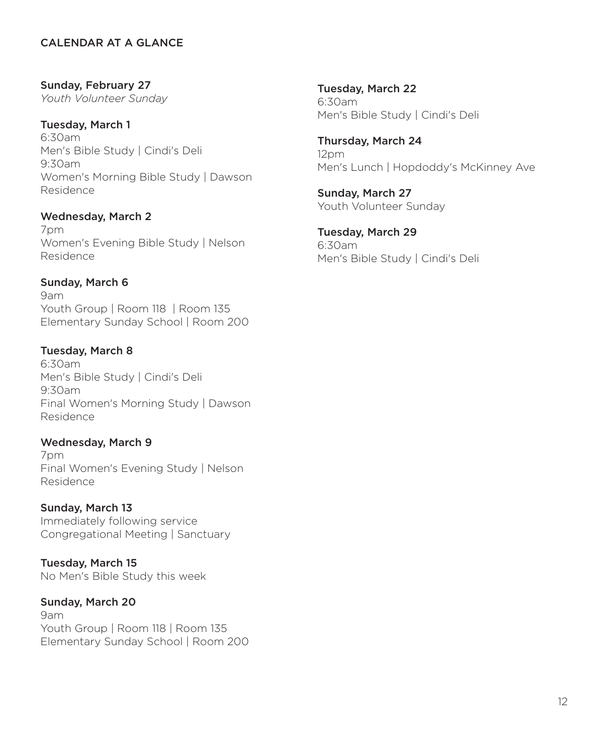## CALENDAR AT A GLANCE

**Sunday, February 27**
*Youth Volunteer Sunday*

**Tuesday, March 1**
6:30am
Men's Bible Study | Cindi's Deli
9:30am
Women's Morning Bible Study | Dawson Residence

**Wednesday, March 2**
7pm
Women's Evening Bible Study | Nelson Residence

**Sunday, March 6**
9am
Youth Group | Room 118 | Room 135
Elementary Sunday School | Room 200

**Tuesday, March 8**
6:30am
Men's Bible Study | Cindi's Deli
9:30am
Final Women's Morning Study | Dawson Residence

**Wednesday, March 9**
7pm
Final Women's Evening Study | Nelson Residence

**Sunday, March 13**
Immediately following service
Congregational Meeting | Sanctuary

**Tuesday, March 15**
No Men's Bible Study this week

**Sunday, March 20**
9am
Youth Group | Room 118 | Room 135
Elementary Sunday School | Room 200

**Tuesday, March 22**
6:30am
Men's Bible Study | Cindi's Deli

**Thursday, March 24**
12pm
Men's Lunch | Hopdoddy's McKinney Ave

**Sunday, March 27**
Youth Volunteer Sunday

**Tuesday, March 29**
6:30am
Men's Bible Study | Cindi's Deli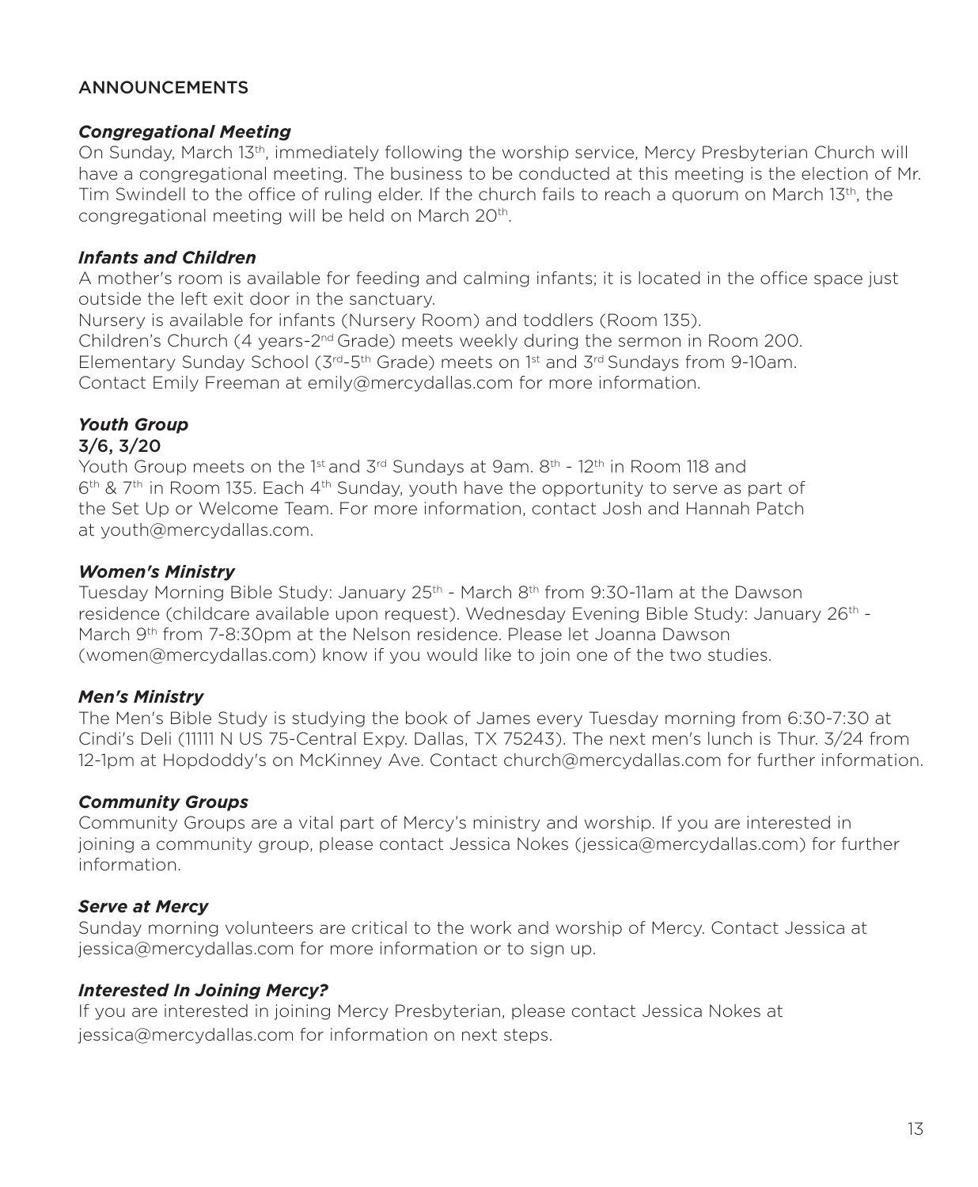# ANNOUNCEMENTS

### *Congregational Meeting*

On Sunday, March 13th, immediately following the worship service, Mercy Presbyterian Church will have a congregational meeting. The business to be conducted at this meeting is the election of Mr. Tim Swindell to the office of ruling elder. If the church fails to reach a quorum on March 13th, the congregational meeting will be held on March 20th.

### *Infants and Children*

A mother's room is available for feeding and calming infants; it is located in the office space just outside the left exit door in the sanctuary.
Nursery is available for infants (Nursery Room) and toddlers (Room 135).
Children's Church (4 years-2nd Grade) meets weekly during the sermon in Room 200.
Elementary Sunday School (3rd-5th Grade) meets on 1st and 3rd Sundays from 9-10am.
Contact Emily Freeman at emily@mercydallas.com for more information.

### *Youth Group*

3/6, 3/20

Youth Group meets on the 1st and 3rd Sundays at 9am. 8th - 12th in Room 118 and 6th & 7th in Room 135. Each 4th Sunday, youth have the opportunity to serve as part of the Set Up or Welcome Team. For more information, contact Josh and Hannah Patch at youth@mercydallas.com.

### *Women's Ministry*

Tuesday Morning Bible Study: January 25th - March 8th from 9:30-11am at the Dawson residence (childcare available upon request). Wednesday Evening Bible Study: January 26th - March 9th from 7-8:30pm at the Nelson residence. Please let Joanna Dawson (women@mercydallas.com) know if you would like to join one of the two studies.

### *Men's Ministry*

The Men's Bible Study is studying the book of James every Tuesday morning from 6:30-7:30 at Cindi's Deli (11111 N US 75-Central Expy. Dallas, TX 75243). The next men's lunch is Thur. 3/24 from 12-1pm at Hopdoddy's on McKinney Ave. Contact church@mercydallas.com for further information.

### *Community Groups*

Community Groups are a vital part of Mercy's ministry and worship. If you are interested in joining a community group, please contact Jessica Nokes (jessica@mercydallas.com) for further information.

### *Serve at Mercy*

Sunday morning volunteers are critical to the work and worship of Mercy. Contact Jessica at jessica@mercydallas.com for more information or to sign up.

### *Interested In Joining Mercy?*

If you are interested in joining Mercy Presbyterian, please contact Jessica Nokes at jessica@mercydallas.com for information on next steps.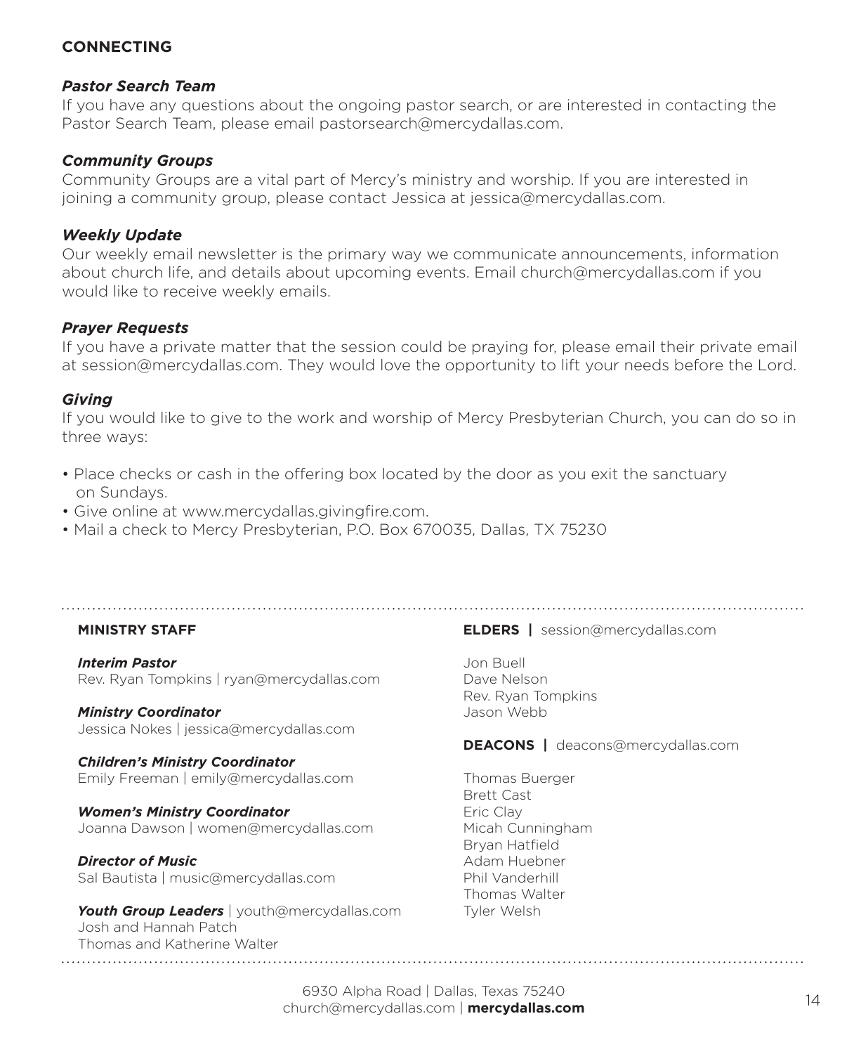## CONNECTING

### *Pastor Search Team*

If you have any questions about the ongoing pastor search, or are interested in contacting the Pastor Search Team, please email pastorsearch@mercydallas.com.

### *Community Groups*

Community Groups are a vital part of Mercy's ministry and worship. If you are interested in joining a community group, please contact Jessica at jessica@mercydallas.com.

### *Weekly Update*

Our weekly email newsletter is the primary way we communicate announcements, information about church life, and details about upcoming events. Email church@mercydallas.com if you would like to receive weekly emails.

### *Prayer Requests*

If you have a private matter that the session could be praying for, please email their private email at session@mercydallas.com. They would love the opportunity to lift your needs before the Lord.

### *Giving*

If you would like to give to the work and worship of Mercy Presbyterian Church, you can do so in three ways:

- Place checks or cash in the offering box located by the door as you exit the sanctuary on Sundays.
- Give online at www.mercydallas.givingfire.com.
- Mail a check to Mercy Presbyterian, P.O. Box 670035, Dallas, TX 75230

---

**MINISTRY STAFF**

***Interim Pastor***
Rev. Ryan Tompkins | ryan@mercydallas.com

***Ministry Coordinator***
Jessica Nokes | jessica@mercydallas.com

***Children's Ministry Coordinator***
Emily Freeman | emily@mercydallas.com

***Women's Ministry Coordinator***
Joanna Dawson | women@mercydallas.com

***Director of Music***
Sal Bautista | music@mercydallas.com

***Youth Group Leaders*** | youth@mercydallas.com
Josh and Hannah Patch
Thomas and Katherine Walter

**ELDERS |** session@mercydallas.com

Jon Buell
Dave Nelson
Rev. Ryan Tompkins
Jason Webb

**DEACONS |** deacons@mercydallas.com

Thomas Buerger
Brett Cast
Eric Clay
Micah Cunningham
Bryan Hatfield
Adam Huebner
Phil Vanderhill
Thomas Walter
Tyler Welsh

---

6930 Alpha Road | Dallas, Texas 75240
church@mercydallas.com | **mercydallas.com**